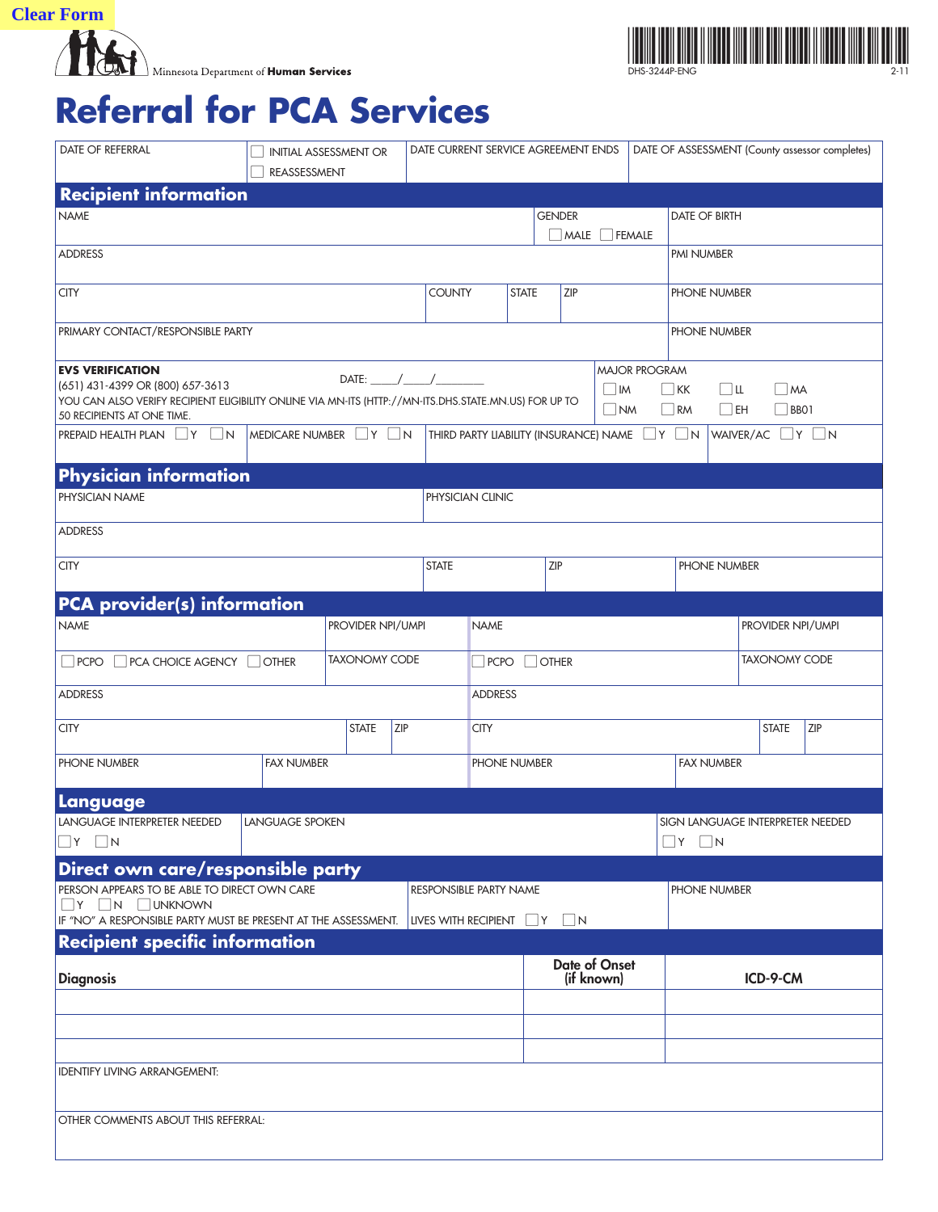Clear Form

Minnesota Department of **Human Services**

DHS-3244P-ENG 2-11

# Referral for PCA Services

| DATE OF REFERRAL | ☐ INITIAL ASSESSMENT OR ☐ REASSESSMENT | DATE CURRENT SERVICE AGREEMENT ENDS | DATE OF ASSESSMENT (County assessor completes) |
|---|---|---|---|

## Recipient information

| NAME | GENDER ☐ MALE ☐ FEMALE | DATE OF BIRTH |
|---|---|---|
| ADDRESS | | PMI NUMBER |

| CITY | COUNTY | STATE | ZIP | PHONE NUMBER |
|---|---|---|---|---|

| PRIMARY CONTACT/RESPONSIBLE PARTY | PHONE NUMBER |
|---|---|

**EVS VERIFICATION**
(651) 431-4399 OR (800) 657-3613 DATE: ____/____/________
YOU CAN ALSO VERIFY RECIPIENT ELIGIBILITY ONLINE VIA MN-ITS (HTTP://MN-ITS.DHS.STATE.MN.US) FOR UP TO 50 RECIPIENTS AT ONE TIME.

MAJOR PROGRAM
☐ IM ☐ KK ☐ LL ☐ MA
☐ NM ☐ RM ☐ EH ☐ BB01

| PREPAID HEALTH PLAN ☐ Y ☐ N | MEDICARE NUMBER ☐ Y ☐ N | THIRD PARTY LIABILITY (INSURANCE) NAME ☐ Y ☐ N | WAIVER/AC ☐ Y ☐ N |
|---|---|---|---|

## Physician information

| PHYSICIAN NAME | PHYSICIAN CLINIC |
|---|---|
| ADDRESS | |

| CITY | STATE | ZIP | PHONE NUMBER |
|---|---|---|---|

## PCA provider(s) information

| NAME | PROVIDER NPI/UMPI | NAME | PROVIDER NPI/UMPI |
|---|---|---|---|
| ☐ PCPO ☐ PCA CHOICE AGENCY ☐ OTHER | TAXONOMY CODE | ☐ PCPO ☐ OTHER | TAXONOMY CODE |
| ADDRESS | | ADDRESS | |
| CITY / STATE / ZIP | | CITY / STATE / ZIP | |
| PHONE NUMBER | FAX NUMBER | PHONE NUMBER | FAX NUMBER |

## Language

| LANGUAGE INTERPRETER NEEDED ☐ Y ☐ N | LANGUAGE SPOKEN | SIGN LANGUAGE INTERPRETER NEEDED ☐ Y ☐ N |
|---|---|---|

## Direct own care/responsible party

| PERSON APPEARS TO BE ABLE TO DIRECT OWN CARE ☐ Y ☐ N ☐ UNKNOWN<br>IF "NO" A RESPONSIBLE PARTY MUST BE PRESENT AT THE ASSESSMENT. | RESPONSIBLE PARTY NAME<br>LIVES WITH RECIPIENT ☐ Y ☐ N | PHONE NUMBER |
|---|---|---|

## Recipient specific information

| Diagnosis | Date of Onset (if known) | ICD-9-CM |
|---|---|---|
| | | |
| | | |
| | | |

IDENTIFY LIVING ARRANGEMENT:

OTHER COMMENTS ABOUT THIS REFERRAL: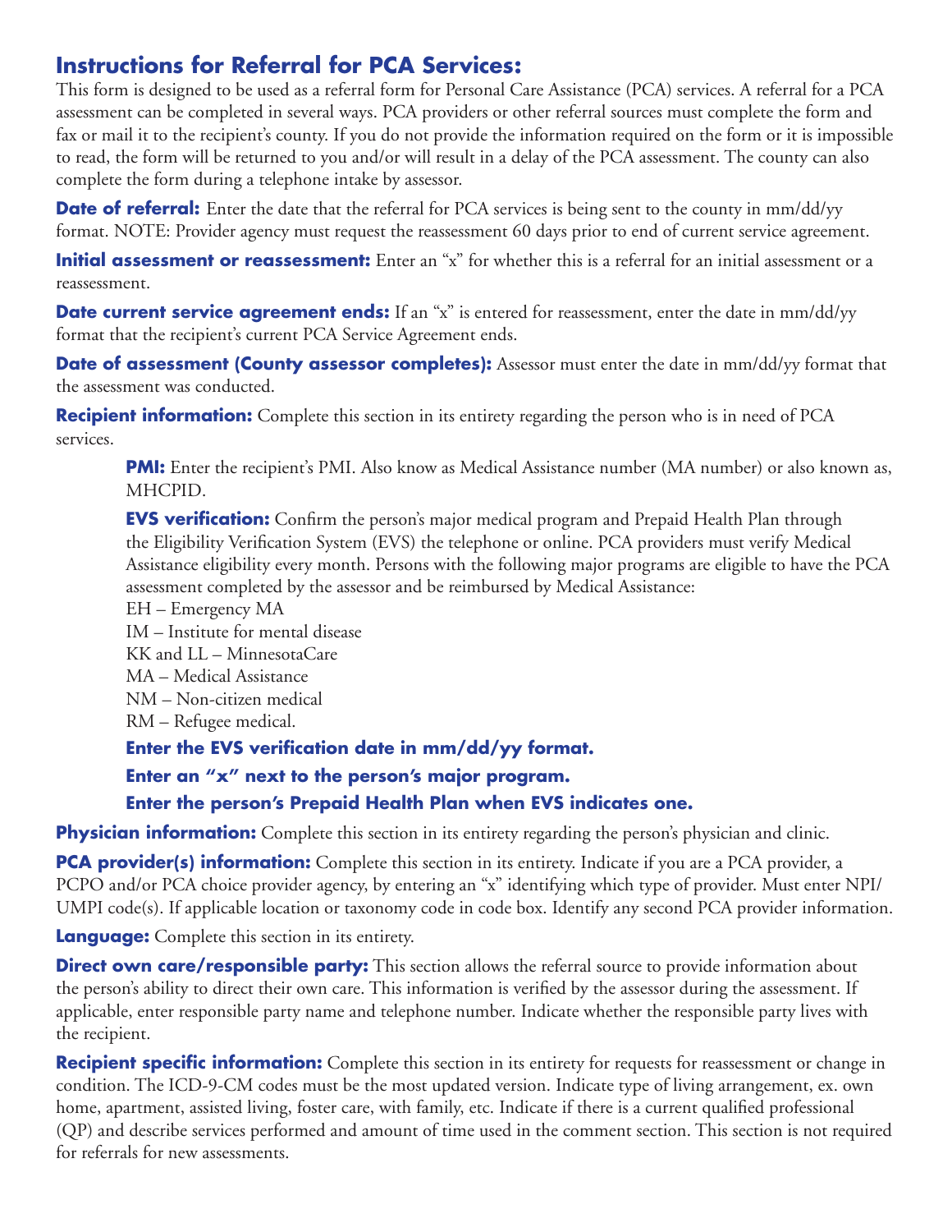## Instructions for Referral for PCA Services:

This form is designed to be used as a referral form for Personal Care Assistance (PCA) services. A referral for a PCA assessment can be completed in several ways. PCA providers or other referral sources must complete the form and fax or mail it to the recipient's county. If you do not provide the information required on the form or it is impossible to read, the form will be returned to you and/or will result in a delay of the PCA assessment. The county can also complete the form during a telephone intake by assessor.

**Date of referral:** Enter the date that the referral for PCA services is being sent to the county in mm/dd/yy format. NOTE: Provider agency must request the reassessment 60 days prior to end of current service agreement.

**Initial assessment or reassessment:** Enter an "x" for whether this is a referral for an initial assessment or a reassessment.

**Date current service agreement ends:** If an "x" is entered for reassessment, enter the date in mm/dd/yy format that the recipient's current PCA Service Agreement ends.

**Date of assessment (County assessor completes):** Assessor must enter the date in mm/dd/yy format that the assessment was conducted.

**Recipient information:** Complete this section in its entirety regarding the person who is in need of PCA services.

> **PMI:** Enter the recipient's PMI. Also know as Medical Assistance number (MA number) or also known as, MHCPID.
>
> **EVS verification:** Confirm the person's major medical program and Prepaid Health Plan through the Eligibility Verification System (EVS) the telephone or online. PCA providers must verify Medical Assistance eligibility every month. Persons with the following major programs are eligible to have the PCA assessment completed by the assessor and be reimbursed by Medical Assistance:
>
> EH – Emergency MA
> IM – Institute for mental disease
> KK and LL – MinnesotaCare
> MA – Medical Assistance
> NM – Non-citizen medical
> RM – Refugee medical.
>
> **Enter the EVS verification date in mm/dd/yy format.**
>
> **Enter an "x" next to the person's major program.**
>
> **Enter the person's Prepaid Health Plan when EVS indicates one.**

**Physician information:** Complete this section in its entirety regarding the person's physician and clinic.

**PCA provider(s) information:** Complete this section in its entirety. Indicate if you are a PCA provider, a PCPO and/or PCA choice provider agency, by entering an "x" identifying which type of provider. Must enter NPI/UMPI code(s). If applicable location or taxonomy code in code box. Identify any second PCA provider information.

**Language:** Complete this section in its entirety.

**Direct own care/responsible party:** This section allows the referral source to provide information about the person's ability to direct their own care. This information is verified by the assessor during the assessment. If applicable, enter responsible party name and telephone number. Indicate whether the responsible party lives with the recipient.

**Recipient specific information:** Complete this section in its entirety for requests for reassessment or change in condition. The ICD-9-CM codes must be the most updated version. Indicate type of living arrangement, ex. own home, apartment, assisted living, foster care, with family, etc. Indicate if there is a current qualified professional (QP) and describe services performed and amount of time used in the comment section. This section is not required for referrals for new assessments.